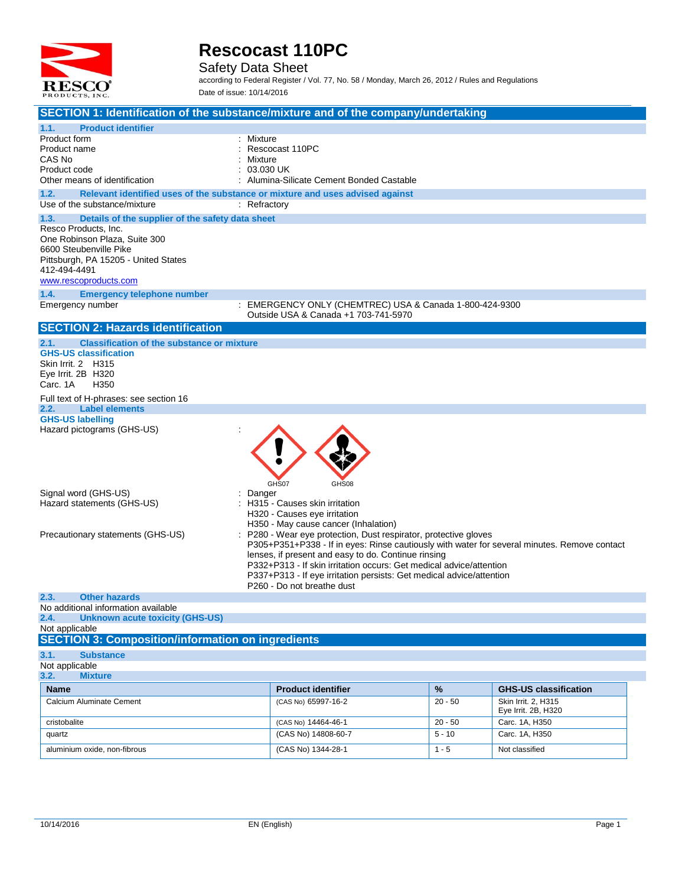# Rescocast 110PC

Safety Data Sheet

according to Federal Register / Vol. 77, No. 58 / Monday, March 26, 2012 / Rules and Regulations

Date of issue: 10/14/2016

## SECTION 1: Identification of the substance/mixture and of the company/undertaking

### 1.1. Product identifier

Product form : Mixture

Product name : Rescocast 110PC

CAS No : Mixture

Product code : 03.030 UK

Other means of identification : Alumina-Silicate Cement Bonded Castable

### 1.2. Relevant identified uses of the substance or mixture and uses advised against

Use of the substance/mixture : Refractory

### 1.3. Details of the supplier of the safety data sheet

Resco Products, Inc.
One Robinson Plaza, Suite 300
6600 Steubenville Pike
Pittsburgh, PA 15205 - United States
412-494-4491
www.rescoproducts.com

### 1.4. Emergency telephone number

Emergency number : EMERGENCY ONLY (CHEMTREC) USA & Canada 1-800-424-9300
Outside USA & Canada +1 703-741-5970

## SECTION 2: Hazards identification

### 2.1. Classification of the substance or mixture

**GHS-US classification**

Skin Irrit. 2 H315
Eye Irrit. 2B H320
Carc. 1A H350

Full text of H-phrases: see section 16

### 2.2. Label elements

**GHS-US labelling**

Hazard pictograms (GHS-US) :

GHS07 GHS08

Signal word (GHS-US) : Danger

Hazard statements (GHS-US) : H315 - Causes skin irritation
H320 - Causes eye irritation
H350 - May cause cancer (Inhalation)

Precautionary statements (GHS-US) : P280 - Wear eye protection, Dust respirator, protective gloves
P305+P351+P338 - If in eyes: Rinse cautiously with water for several minutes. Remove contact lenses, if present and easy to do. Continue rinsing
P332+P313 - If skin irritation occurs: Get medical advice/attention
P337+P313 - If eye irritation persists: Get medical advice/attention
P260 - Do not breathe dust

### 2.3. Other hazards

No additional information available

### 2.4. Unknown acute toxicity (GHS-US)

Not applicable

## SECTION 3: Composition/information on ingredients

### 3.1. Substance

Not applicable

### 3.2. Mixture

| Name | Product identifier | % | GHS-US classification |
|---|---|---|---|
| Calcium Aluminate Cement | (CAS No) 65997-16-2 | 20 - 50 | Skin Irrit. 2, H315<br>Eye Irrit. 2B, H320 |
| cristobalite | (CAS No) 14464-46-1 | 20 - 50 | Carc. 1A, H350 |
| quartz | (CAS No) 14808-60-7 | 5 - 10 | Carc. 1A, H350 |
| aluminium oxide, non-fibrous | (CAS No) 1344-28-1 | 1 - 5 | Not classified |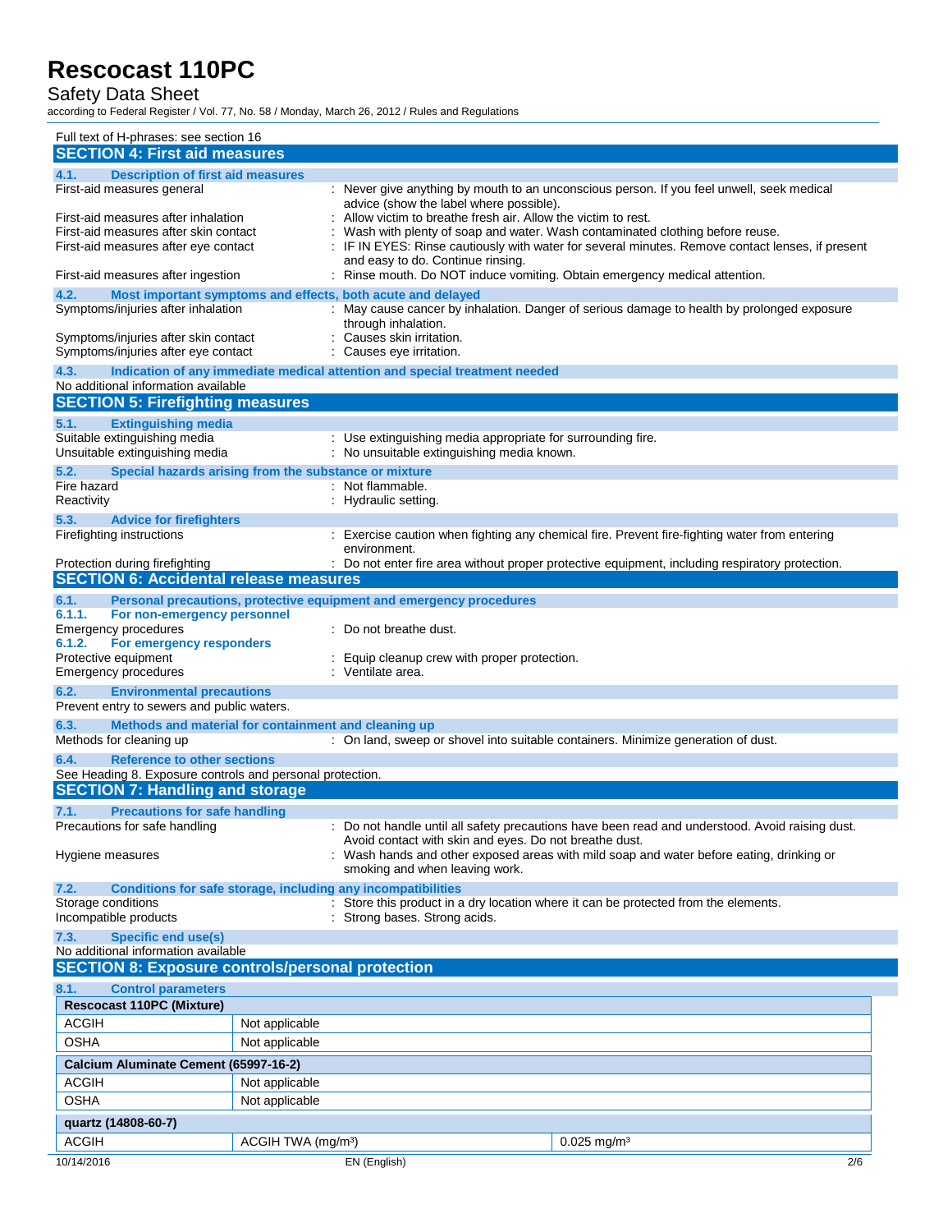Full text of H-phrases: see section 16

## SECTION 4: First aid measures

### 4.1. Description of first aid measures

First-aid measures general : Never give anything by mouth to an unconscious person. If you feel unwell, seek medical advice (show the label where possible).

First-aid measures after inhalation : Allow victim to breathe fresh air. Allow the victim to rest.

First-aid measures after skin contact : Wash with plenty of soap and water. Wash contaminated clothing before reuse.

First-aid measures after eye contact : IF IN EYES: Rinse cautiously with water for several minutes. Remove contact lenses, if present and easy to do. Continue rinsing.

First-aid measures after ingestion : Rinse mouth. Do NOT induce vomiting. Obtain emergency medical attention.

### 4.2. Most important symptoms and effects, both acute and delayed

Symptoms/injuries after inhalation : May cause cancer by inhalation. Danger of serious damage to health by prolonged exposure through inhalation.

Symptoms/injuries after skin contact : Causes skin irritation.

Symptoms/injuries after eye contact : Causes eye irritation.

### 4.3. Indication of any immediate medical attention and special treatment needed

No additional information available

## SECTION 5: Firefighting measures

### 5.1. Extinguishing media

Suitable extinguishing media : Use extinguishing media appropriate for surrounding fire.

Unsuitable extinguishing media : No unsuitable extinguishing media known.

### 5.2. Special hazards arising from the substance or mixture

Fire hazard : Not flammable.

Reactivity : Hydraulic setting.

### 5.3. Advice for firefighters

Firefighting instructions : Exercise caution when fighting any chemical fire. Prevent fire-fighting water from entering environment.

Protection during firefighting : Do not enter fire area without proper protective equipment, including respiratory protection.

## SECTION 6: Accidental release measures

### 6.1. Personal precautions, protective equipment and emergency procedures

#### 6.1.1. For non-emergency personnel

Emergency procedures : Do not breathe dust.

#### 6.1.2. For emergency responders

Protective equipment : Equip cleanup crew with proper protection.

Emergency procedures : Ventilate area.

### 6.2. Environmental precautions

Prevent entry to sewers and public waters.

### 6.3. Methods and material for containment and cleaning up

Methods for cleaning up : On land, sweep or shovel into suitable containers. Minimize generation of dust.

### 6.4. Reference to other sections

See Heading 8. Exposure controls and personal protection.

## SECTION 7: Handling and storage

### 7.1. Precautions for safe handling

Precautions for safe handling : Do not handle until all safety precautions have been read and understood. Avoid raising dust. Avoid contact with skin and eyes. Do not breathe dust.

Hygiene measures : Wash hands and other exposed areas with mild soap and water before eating, drinking or smoking and when leaving work.

### 7.2. Conditions for safe storage, including any incompatibilities

Storage conditions : Store this product in a dry location where it can be protected from the elements.

Incompatible products : Strong bases. Strong acids.

### 7.3. Specific end use(s)

No additional information available

## SECTION 8: Exposure controls/personal protection

### 8.1. Control parameters

| **Rescocast 110PC (Mixture)** | | |
|---|---|---|
| ACGIH | Not applicable | |
| OSHA | Not applicable | |
| **Calcium Aluminate Cement (65997-16-2)** | | |
| ACGIH | Not applicable | |
| OSHA | Not applicable | |
| **quartz (14808-60-7)** | | |
| ACGIH | ACGIH TWA (mg/m³) | 0.025 mg/m³ |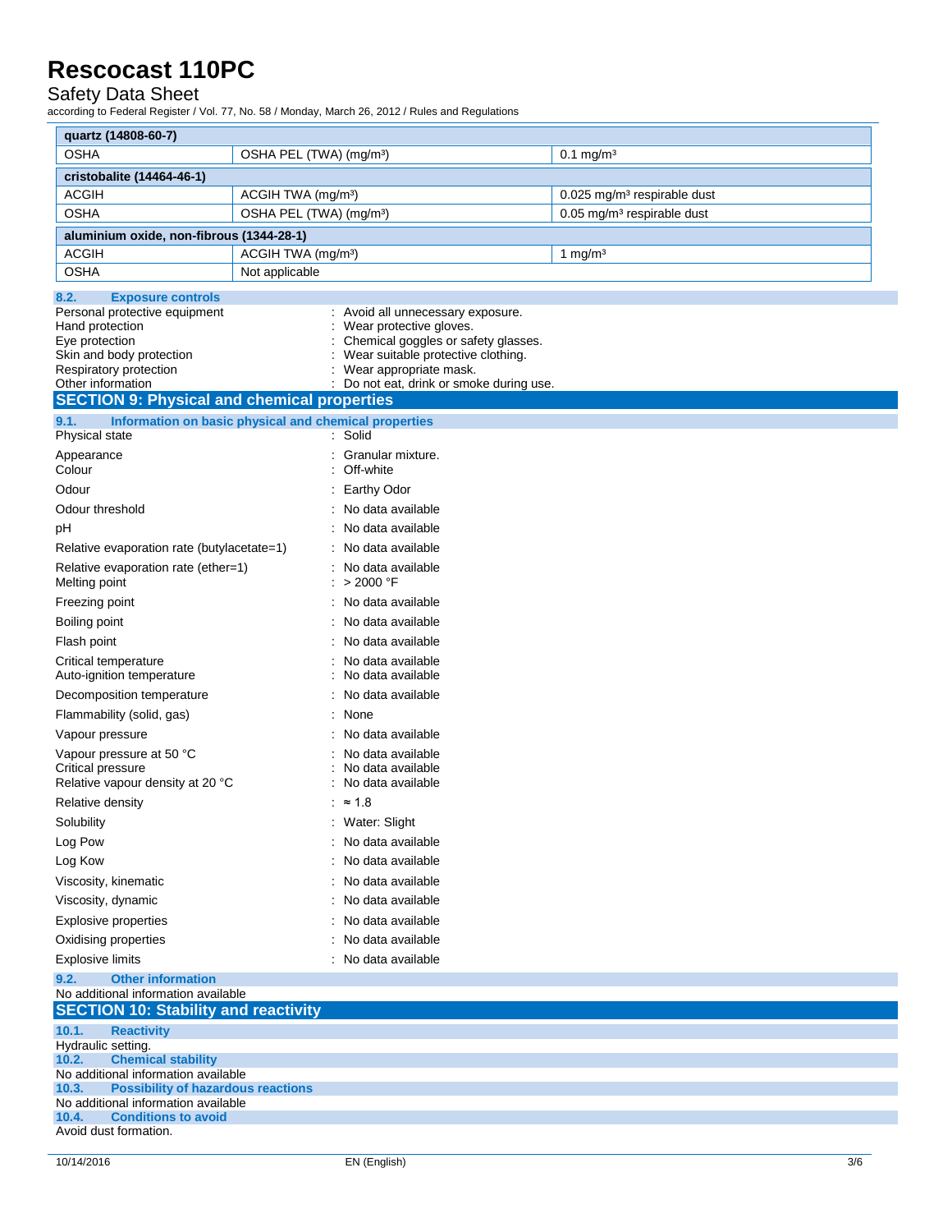| quartz (14808-60-7) | | |
|---|---|---|
| OSHA | OSHA PEL (TWA) (mg/m³) | 0.1 mg/m³ |
| **cristobalite (14464-46-1)** | | |
| ACGIH | ACGIH TWA (mg/m³) | 0.025 mg/m³ respirable dust |
| OSHA | OSHA PEL (TWA) (mg/m³) | 0.05 mg/m³ respirable dust |
| **aluminium oxide, non-fibrous (1344-28-1)** | | |
| ACGIH | ACGIH TWA (mg/m³) | 1 mg/m³ |
| OSHA | Not applicable | |

### 8.2. Exposure controls

Personal protective equipment : Avoid all unnecessary exposure.
Hand protection : Wear protective gloves.
Eye protection : Chemical goggles or safety glasses.
Skin and body protection : Wear suitable protective clothing.
Respiratory protection : Wear appropriate mask.
Other information : Do not eat, drink or smoke during use.

## SECTION 9: Physical and chemical properties

### 9.1. Information on basic physical and chemical properties

Physical state : Solid
Appearance : Granular mixture.
Colour : Off-white
Odour : Earthy Odor
Odour threshold : No data available
pH : No data available
Relative evaporation rate (butylacetate=1) : No data available
Relative evaporation rate (ether=1) : No data available
Melting point : > 2000 °F
Freezing point : No data available
Boiling point : No data available
Flash point : No data available
Critical temperature : No data available
Auto-ignition temperature : No data available
Decomposition temperature : No data available
Flammability (solid, gas) : None
Vapour pressure : No data available
Vapour pressure at 50 °C : No data available
Critical pressure : No data available
Relative vapour density at 20 °C : No data available
Relative density : ≈ 1.8
Solubility : Water: Slight
Log Pow : No data available
Log Kow : No data available
Viscosity, kinematic : No data available
Viscosity, dynamic : No data available
Explosive properties : No data available
Oxidising properties : No data available
Explosive limits : No data available

### 9.2. Other information

No additional information available

## SECTION 10: Stability and reactivity

### 10.1. Reactivity

Hydraulic setting.

### 10.2. Chemical stability

No additional information available

### 10.3. Possibility of hazardous reactions

No additional information available

### 10.4. Conditions to avoid

Avoid dust formation.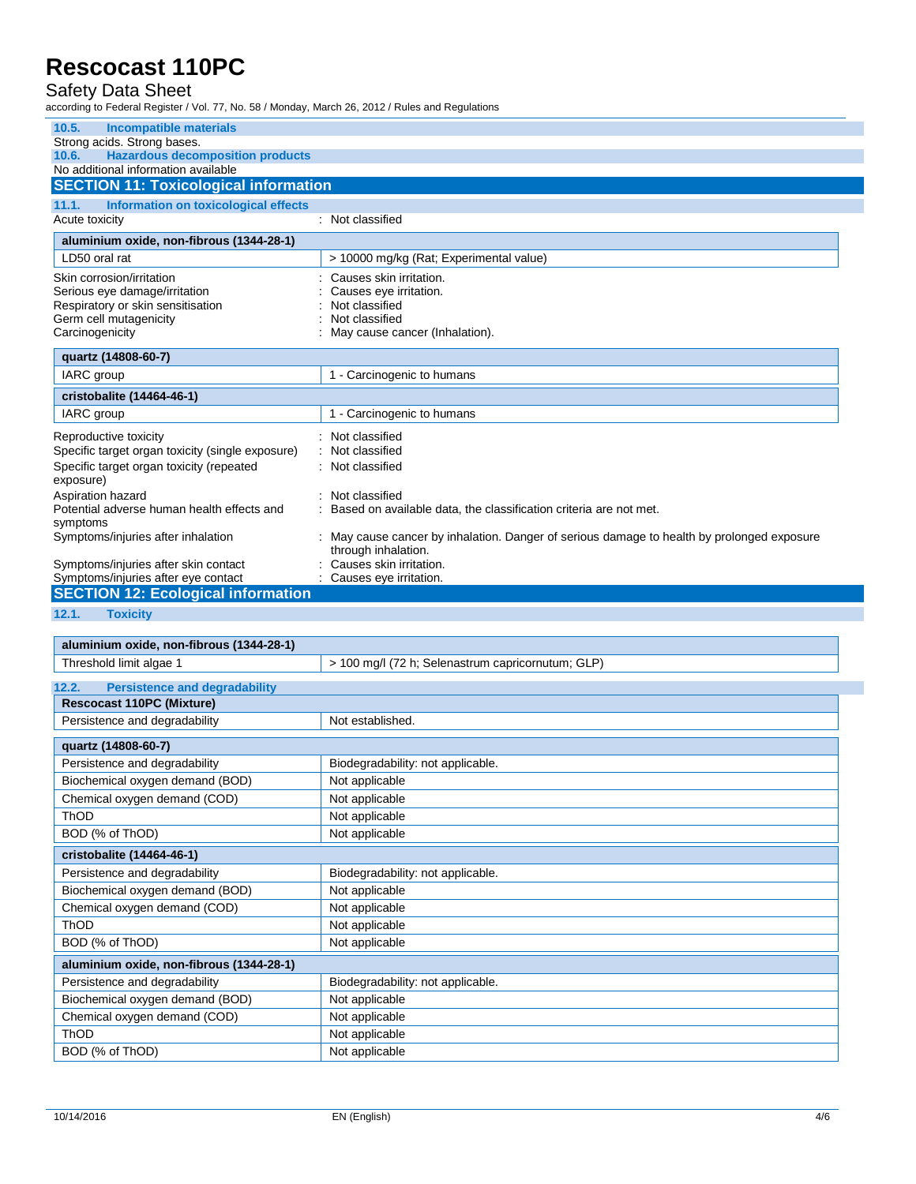### 10.5. Incompatible materials

Strong acids. Strong bases.

### 10.6. Hazardous decomposition products

No additional information available

## SECTION 11: Toxicological information

### 11.1. Information on toxicological effects

Acute toxicity : Not classified

| aluminium oxide, non-fibrous (1344-28-1) | |
|---|---|
| LD50 oral rat | > 10000 mg/kg (Rat; Experimental value) |

Skin corrosion/irritation : Causes skin irritation.
Serious eye damage/irritation : Causes eye irritation.
Respiratory or skin sensitisation : Not classified
Germ cell mutagenicity : Not classified
Carcinogenicity : May cause cancer (Inhalation).

| quartz (14808-60-7) | |
|---|---|
| IARC group | 1 - Carcinogenic to humans |
| **cristobalite (14464-46-1)** | |
| IARC group | 1 - Carcinogenic to humans |

Reproductive toxicity : Not classified
Specific target organ toxicity (single exposure) : Not classified
Specific target organ toxicity (repeated exposure) : Not classified
Aspiration hazard : Not classified
Potential adverse human health effects and symptoms : Based on available data, the classification criteria are not met.
Symptoms/injuries after inhalation : May cause cancer by inhalation. Danger of serious damage to health by prolonged exposure through inhalation.
Symptoms/injuries after skin contact : Causes skin irritation.
Symptoms/injuries after eye contact : Causes eye irritation.

## SECTION 12: Ecological information

### 12.1. Toxicity

| aluminium oxide, non-fibrous (1344-28-1) | |
|---|---|
| Threshold limit algae 1 | > 100 mg/l (72 h; Selenastrum capricornutum; GLP) |

### 12.2. Persistence and degradability

| Rescocast 110PC (Mixture) | |
|---|---|
| Persistence and degradability | Not established. |

| quartz (14808-60-7) | |
|---|---|
| Persistence and degradability | Biodegradability: not applicable. |
| Biochemical oxygen demand (BOD) | Not applicable |
| Chemical oxygen demand (COD) | Not applicable |
| ThOD | Not applicable |
| BOD (% of ThOD) | Not applicable |
| **cristobalite (14464-46-1)** | |
| Persistence and degradability | Biodegradability: not applicable. |
| Biochemical oxygen demand (BOD) | Not applicable |
| Chemical oxygen demand (COD) | Not applicable |
| ThOD | Not applicable |
| BOD (% of ThOD) | Not applicable |
| **aluminium oxide, non-fibrous (1344-28-1)** | |
| Persistence and degradability | Biodegradability: not applicable. |
| Biochemical oxygen demand (BOD) | Not applicable |
| Chemical oxygen demand (COD) | Not applicable |
| ThOD | Not applicable |
| BOD (% of ThOD) | Not applicable |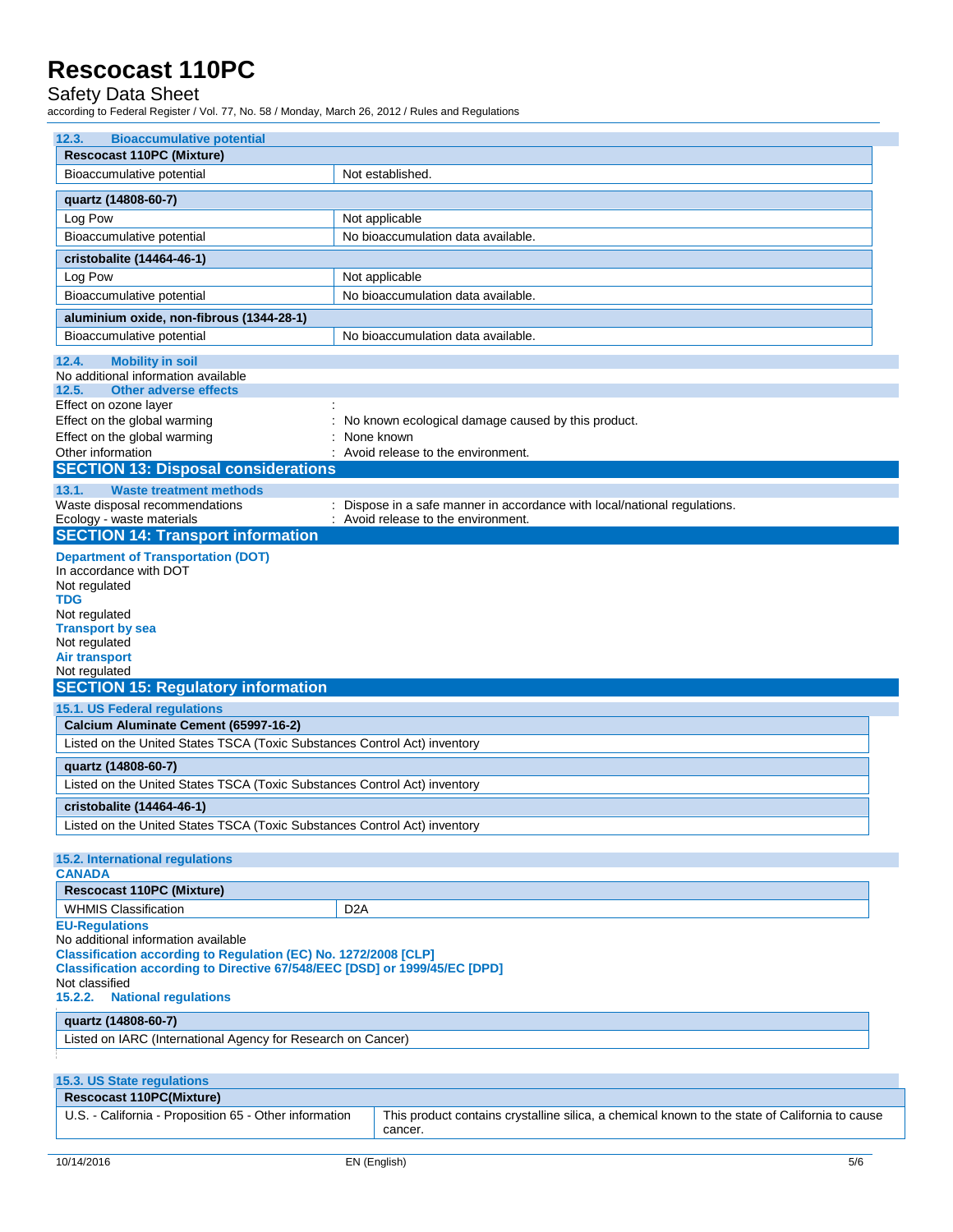### 12.3. Bioaccumulative potential

| Rescocast 110PC (Mixture) | |
|---|---|
| Bioaccumulative potential | Not established. |

| quartz (14808-60-7) | |
|---|---|
| Log Pow | Not applicable |
| Bioaccumulative potential | No bioaccumulation data available. |

| cristobalite (14464-46-1) | |
|---|---|
| Log Pow | Not applicable |
| Bioaccumulative potential | No bioaccumulation data available. |

| aluminium oxide, non-fibrous (1344-28-1) | |
|---|---|
| Bioaccumulative potential | No bioaccumulation data available. |

### 12.4. Mobility in soil

No additional information available

### 12.5. Other adverse effects

Effect on ozone layer :

Effect on the global warming : No known ecological damage caused by this product.

Effect on the global warming : None known

Other information : Avoid release to the environment.

## SECTION 13: Disposal considerations

### 13.1. Waste treatment methods

Waste disposal recommendations : Dispose in a safe manner in accordance with local/national regulations.

Ecology - waste materials : Avoid release to the environment.

## SECTION 14: Transport information

**Department of Transportation (DOT)**

In accordance with DOT

Not regulated

**TDG**

Not regulated

**Transport by sea**

Not regulated

**Air transport**

Not regulated

## SECTION 15: Regulatory information

### 15.1. US Federal regulations

| Calcium Aluminate Cement (65997-16-2) |
|---|
| Listed on the United States TSCA (Toxic Substances Control Act) inventory |

| quartz (14808-60-7) |
|---|
| Listed on the United States TSCA (Toxic Substances Control Act) inventory |

| cristobalite (14464-46-1) |
|---|
| Listed on the United States TSCA (Toxic Substances Control Act) inventory |

### 15.2. International regulations

**CANADA**

| Rescocast 110PC (Mixture) | |
|---|---|
| WHMIS Classification | D2A |

**EU-Regulations**

No additional information available

**Classification according to Regulation (EC) No. 1272/2008 [CLP]**

**Classification according to Directive 67/548/EEC [DSD] or 1999/45/EC [DPD]**

Not classified

#### 15.2.2. National regulations

| quartz (14808-60-7) |
|---|
| Listed on IARC (International Agency for Research on Cancer) |

### 15.3. US State regulations

| Rescocast 110PC(Mixture) | |
|---|---|
| U.S. - California - Proposition 65 - Other information | This product contains crystalline silica, a chemical known to the state of California to cause cancer. |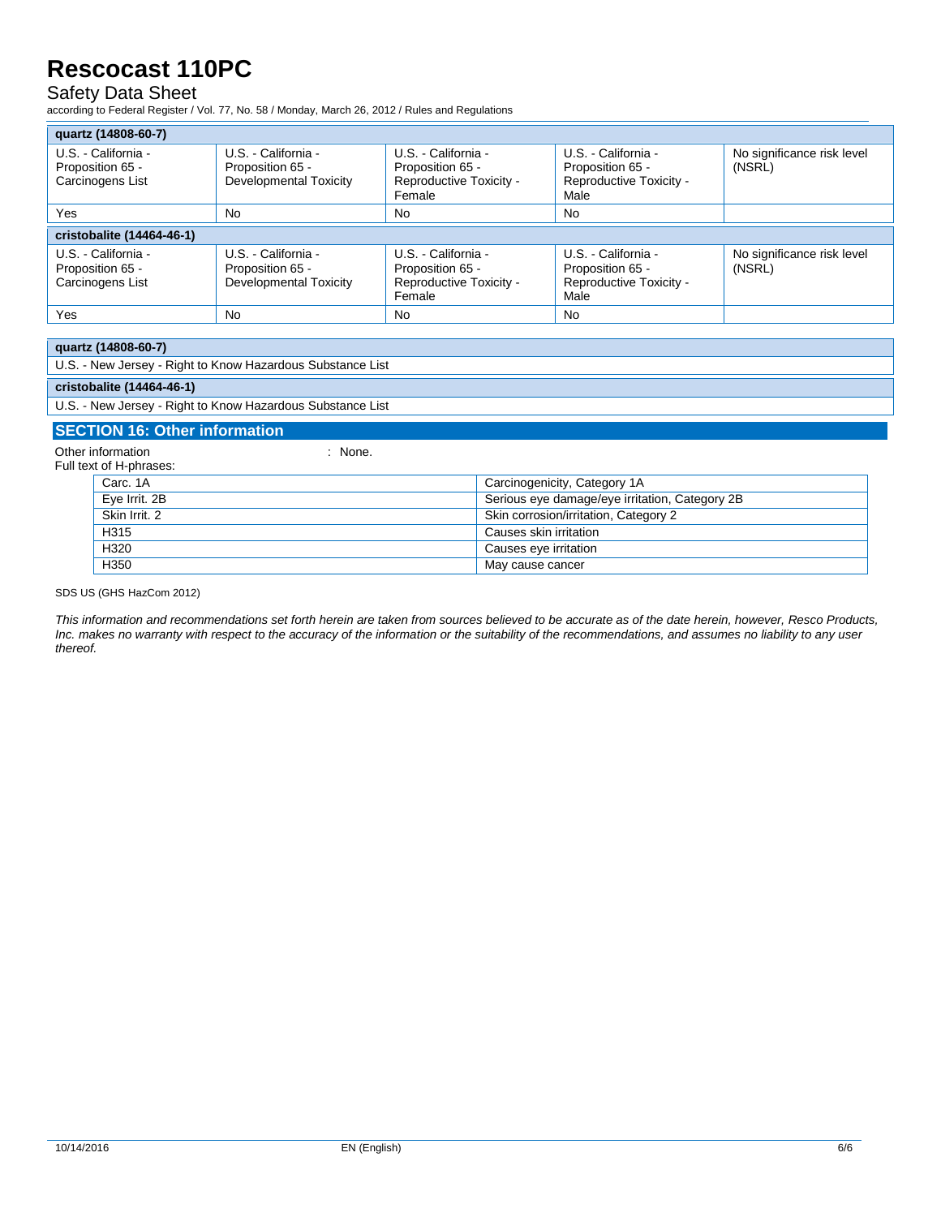| quartz (14808-60-7) | | | | |
|---|---|---|---|---|
| U.S. - California - Proposition 65 - Carcinogens List | U.S. - California - Proposition 65 - Developmental Toxicity | U.S. - California - Proposition 65 - Reproductive Toxicity - Female | U.S. - California - Proposition 65 - Reproductive Toxicity - Male | No significance risk level (NSRL) |
| Yes | No | No | No | |

| cristobalite (14464-46-1) | | | | |
|---|---|---|---|---|
| U.S. - California - Proposition 65 - Carcinogens List | U.S. - California - Proposition 65 - Developmental Toxicity | U.S. - California - Proposition 65 - Reproductive Toxicity - Female | U.S. - California - Proposition 65 - Reproductive Toxicity - Male | No significance risk level (NSRL) |
| Yes | No | No | No | |

| quartz (14808-60-7) |
|---|
| U.S. - New Jersey - Right to Know Hazardous Substance List |

| cristobalite (14464-46-1) |
|---|
| U.S. - New Jersey - Right to Know Hazardous Substance List |

## SECTION 16: Other information

Other information : None.

Full text of H-phrases:

| | |
|---|---|
| Carc. 1A | Carcinogenicity, Category 1A |
| Eye Irrit. 2B | Serious eye damage/eye irritation, Category 2B |
| Skin Irrit. 2 | Skin corrosion/irritation, Category 2 |
| H315 | Causes skin irritation |
| H320 | Causes eye irritation |
| H350 | May cause cancer |

SDS US (GHS HazCom 2012)

*This information and recommendations set forth herein are taken from sources believed to be accurate as of the date herein, however, Resco Products, Inc. makes no warranty with respect to the accuracy of the information or the suitability of the recommendations, and assumes no liability to any user thereof.*